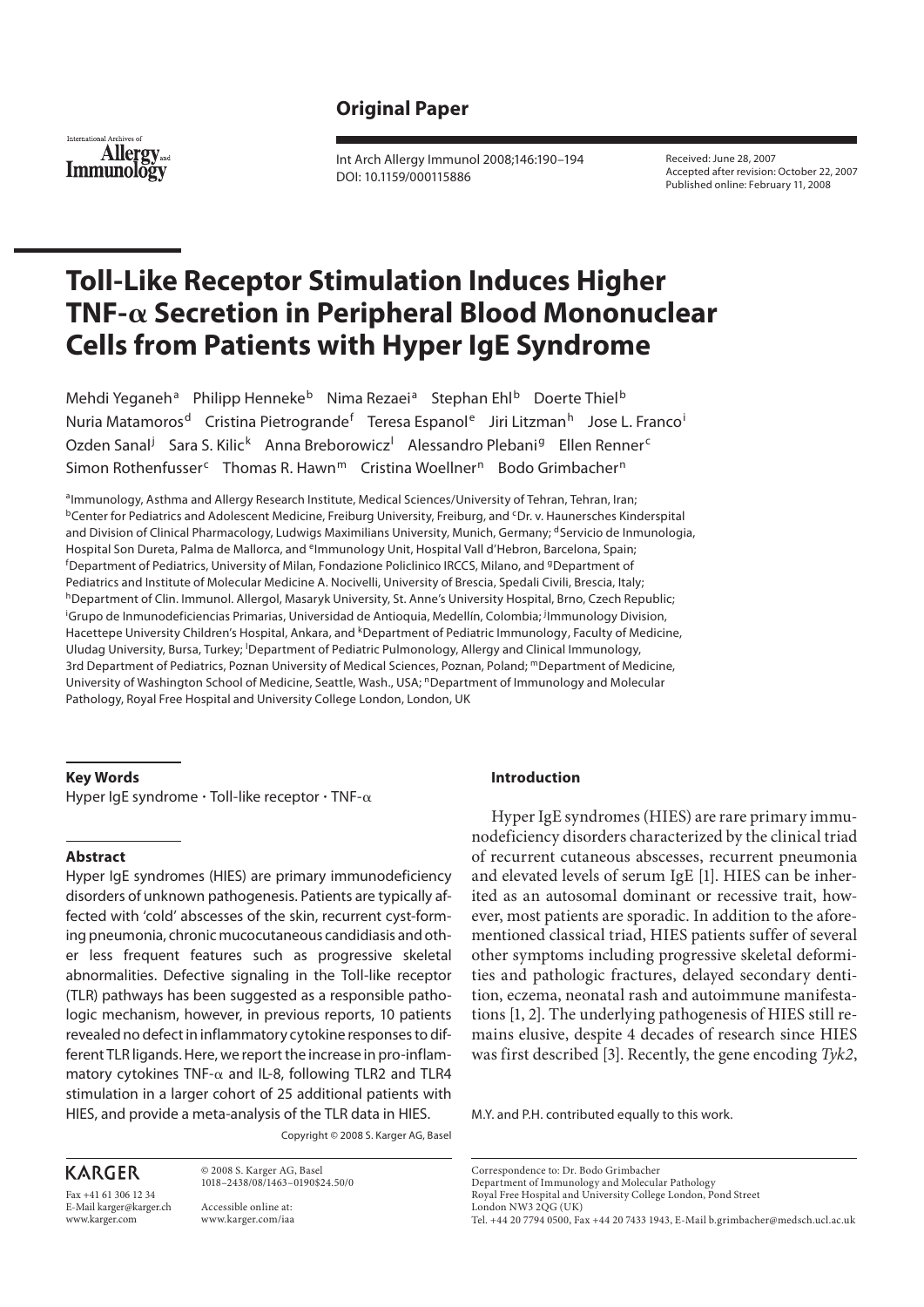## Original Paper

Int Arch Allergy Immunol 2008;146:190–194
DOI: 10.1159/000115886

Received: June 28, 2007
Accepted after revision: October 22, 2007
Published online: February 11, 2008

# Toll-Like Receptor Stimulation Induces Higher TNF-α Secretion in Peripheral Blood Mononuclear Cells from Patients with Hyper IgE Syndrome

Mehdi Yeganeh[a] Philipp Henneke[b] Nima Rezaei[a] Stephan Ehl[b] Doerte Thiel[b] Nuria Matamoros[d] Cristina Pietrogrande[f] Teresa Espanol[e] Jiri Litzman[h] Jose L. Franco[i] Ozden Sanal[j] Sara S. Kilic[k] Anna Breborowicz[l] Alessandro Plebani[g] Ellen Renner[c] Simon Rothenfusser[c] Thomas R. Hawn[m] Cristina Woellner[n] Bodo Grimbacher[n]

[a]Immunology, Asthma and Allergy Research Institute, Medical Sciences/University of Tehran, Tehran, Iran; [b]Center for Pediatrics and Adolescent Medicine, Freiburg University, Freiburg, and [c]Dr. v. Haunersches Kinderspital and Division of Clinical Pharmacology, Ludwigs Maximilians University, Munich, Germany; [d]Servicio de Inmunologia, Hospital Son Dureta, Palma de Mallorca, and [e]Immunology Unit, Hospital Vall d'Hebron, Barcelona, Spain; [f]Department of Pediatrics, University of Milan, Fondazione Policlinico IRCCS, Milano, and [g]Department of Pediatrics and Institute of Molecular Medicine A. Nocivelli, University of Brescia, Spedali Civili, Brescia, Italy; [h]Department of Clin. Immunol. Allergol, Masaryk University, St. Anne's University Hospital, Brno, Czech Republic; [i]Grupo de Inmunodeficiencias Primarias, Universidad de Antioquia, Medellín, Colombia; [j]Immunology Division, Hacettepe University Children's Hospital, Ankara, and [k]Department of Pediatric Immunology, Faculty of Medicine, Uludag University, Bursa, Turkey; [l]Department of Pediatric Pulmonology, Allergy and Clinical Immunology, 3rd Department of Pediatrics, Poznan University of Medical Sciences, Poznan, Poland; [m]Department of Medicine, University of Washington School of Medicine, Seattle, Wash., USA; [n]Department of Immunology and Molecular Pathology, Royal Free Hospital and University College London, London, UK

### Key Words

Hyper IgE syndrome · Toll-like receptor · TNF-α

### Abstract

Hyper IgE syndromes (HIES) are primary immunodeficiency disorders of unknown pathogenesis. Patients are typically affected with 'cold' abscesses of the skin, recurrent cyst-forming pneumonia, chronic mucocutaneous candidiasis and other less frequent features such as progressive skeletal abnormalities. Defective signaling in the Toll-like receptor (TLR) pathways has been suggested as a responsible pathologic mechanism, however, in previous reports, 10 patients revealed no defect in inflammatory cytokine responses to different TLR ligands. Here, we report the increase in pro-inflammatory cytokines TNF-α and IL-8, following TLR2 and TLR4 stimulation in a larger cohort of 25 additional patients with HIES, and provide a meta-analysis of the TLR data in HIES.

Copyright © 2008 S. Karger AG, Basel

### Introduction

Hyper IgE syndromes (HIES) are rare primary immunodeficiency disorders characterized by the clinical triad of recurrent cutaneous abscesses, recurrent pneumonia and elevated levels of serum IgE [1]. HIES can be inherited as an autosomal dominant or recessive trait, however, most patients are sporadic. In addition to the aforementioned classical triad, HIES patients suffer of several other symptoms including progressive skeletal deformities and pathologic fractures, delayed secondary dentition, eczema, neonatal rash and autoimmune manifestations [1, 2]. The underlying pathogenesis of HIES still remains elusive, despite 4 decades of research since HIES was first described [3]. Recently, the gene encoding *Tyk2*,

M.Y. and P.H. contributed equally to this work.

KARGER

Fax +41 61 306 12 34
E-Mail karger@karger.ch
www.karger.com

© 2008 S. Karger AG, Basel
1018–2438/08/1463–0190$24.50/0

Accessible online at:
www.karger.com/iaa

Correspondence to: Dr. Bodo Grimbacher
Department of Immunology and Molecular Pathology
Royal Free Hospital and University College London, Pond Street
London NW3 2QG (UK)
Tel. +44 20 7794 0500, Fax +44 20 7433 1943, E-Mail b.grimbacher@medsch.ucl.ac.uk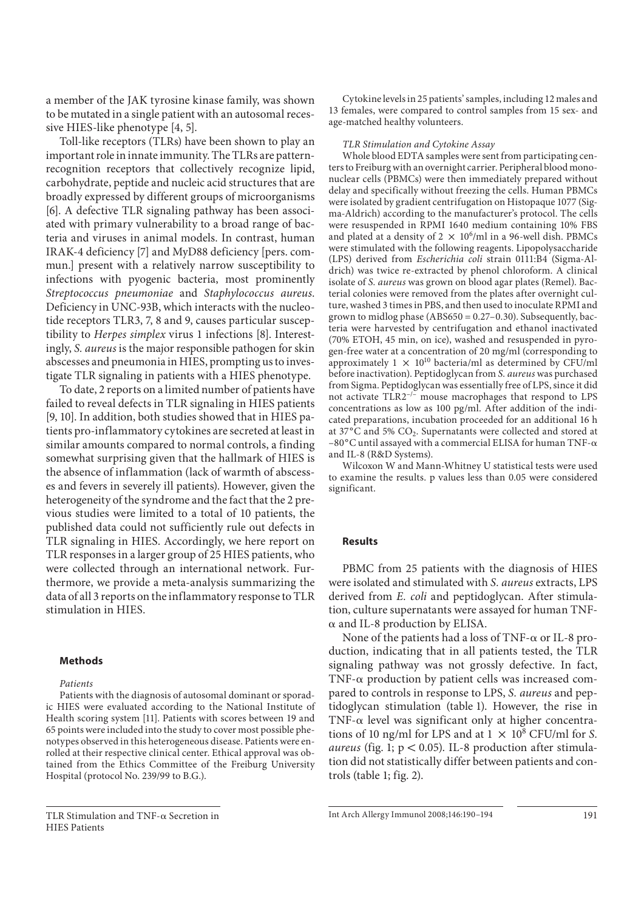a member of the JAK tyrosine kinase family, was shown to be mutated in a single patient with an autosomal recessive HIES-like phenotype [4, 5].

Toll-like receptors (TLRs) have been shown to play an important role in innate immunity. The TLRs are pattern-recognition receptors that collectively recognize lipid, carbohydrate, peptide and nucleic acid structures that are broadly expressed by different groups of microorganisms [6]. A defective TLR signaling pathway has been associated with primary vulnerability to a broad range of bacteria and viruses in animal models. In contrast, human IRAK-4 deficiency [7] and MyD88 deficiency [pers. commun.] present with a relatively narrow susceptibility to infections with pyogenic bacteria, most prominently *Streptococcus pneumoniae* and *Staphylococcus aureus*. Deficiency in UNC-93B, which interacts with the nucleotide receptors TLR3, 7, 8 and 9, causes particular susceptibility to *Herpes simplex* virus 1 infections [8]. Interestingly, *S. aureus* is the major responsible pathogen for skin abscesses and pneumonia in HIES, prompting us to investigate TLR signaling in patients with a HIES phenotype.

To date, 2 reports on a limited number of patients have failed to reveal defects in TLR signaling in HIES patients [9, 10]. In addition, both studies showed that in HIES patients pro-inflammatory cytokines are secreted at least in similar amounts compared to normal controls, a finding somewhat surprising given that the hallmark of HIES is the absence of inflammation (lack of warmth of abscesses and fevers in severely ill patients). However, given the heterogeneity of the syndrome and the fact that the 2 previous studies were limited to a total of 10 patients, the published data could not sufficiently rule out defects in TLR signaling in HIES. Accordingly, we here report on TLR responses in a larger group of 25 HIES patients, who were collected through an international network. Furthermore, we provide a meta-analysis summarizing the data of all 3 reports on the inflammatory response to TLR stimulation in HIES.

## Methods

### Patients

Patients with the diagnosis of autosomal dominant or sporadic HIES were evaluated according to the National Institute of Health scoring system [11]. Patients with scores between 19 and 65 points were included into the study to cover most possible phenotypes observed in this heterogeneous disease. Patients were enrolled at their respective clinical center. Ethical approval was obtained from the Ethics Committee of the Freiburg University Hospital (protocol No. 239/99 to B.G.).

Cytokine levels in 25 patients' samples, including 12 males and 13 females, were compared to control samples from 15 sex- and age-matched healthy volunteers.

### TLR Stimulation and Cytokine Assay

Whole blood EDTA samples were sent from participating centers to Freiburg with an overnight carrier. Peripheral blood mononuclear cells (PBMCs) were then immediately prepared without delay and specifically without freezing the cells. Human PBMCs were isolated by gradient centrifugation on Histopaque 1077 (Sigma-Aldrich) according to the manufacturer's protocol. The cells were resuspended in RPMI 1640 medium containing 10% FBS and plated at a density of $2 \times 10^6$/ml in a 96-well dish. PBMCs were stimulated with the following reagents. Lipopolysaccharide (LPS) derived from *Escherichia coli* strain 0111:B4 (Sigma-Aldrich) was twice re-extracted by phenol chloroform. A clinical isolate of *S. aureus* was grown on blood agar plates (Remel). Bacterial colonies were removed from the plates after overnight culture, washed 3 times in PBS, and then used to inoculate RPMI and grown to midlog phase (ABS650 = 0.27–0.30). Subsequently, bacteria were harvested by centrifugation and ethanol inactivated (70% ETOH, 45 min, on ice), washed and resuspended in pyrogen-free water at a concentration of 20 mg/ml (corresponding to approximately $1 \times 10^{10}$ bacteria/ml as determined by CFU/ml before inactivation). Peptidoglycan from *S. aureus* was purchased from Sigma. Peptidoglycan was essentially free of LPS, since it did not activate $TLR2^{-/-}$ mouse macrophages that respond to LPS concentrations as low as 100 pg/ml. After addition of the indicated preparations, incubation proceeded for an additional 16 h at 37°C and 5% $CO_2$. Supernatants were collected and stored at −80°C until assayed with a commercial ELISA for human TNF-α and IL-8 (R&D Systems).

Wilcoxon W and Mann-Whitney U statistical tests were used to examine the results. p values less than 0.05 were considered significant.

## Results

PBMC from 25 patients with the diagnosis of HIES were isolated and stimulated with *S. aureus* extracts, LPS derived from *E. coli* and peptidoglycan. After stimulation, culture supernatants were assayed for human TNF-α and IL-8 production by ELISA.

None of the patients had a loss of TNF-α or IL-8 production, indicating that in all patients tested, the TLR signaling pathway was not grossly defective. In fact, TNF-α production by patient cells was increased compared to controls in response to LPS, *S. aureus* and peptidoglycan stimulation (table 1). However, the rise in TNF-α level was significant only at higher concentrations of 10 ng/ml for LPS and at $1 \times 10^8$ CFU/ml for *S. aureus* (fig. 1; $p < 0.05$). IL-8 production after stimulation did not statistically differ between patients and controls (table 1; fig. 2).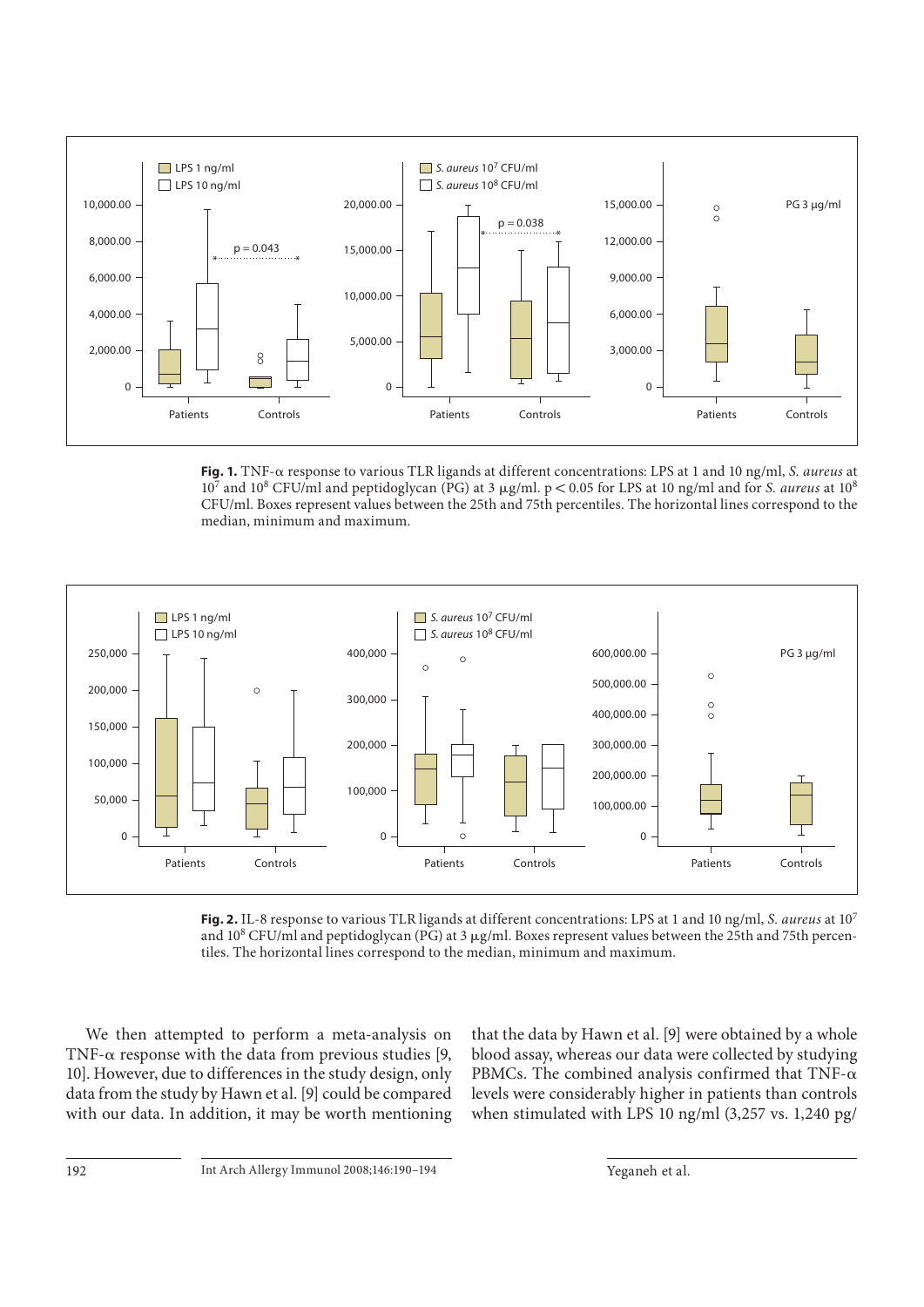**Fig. 1.** TNF-α response to various TLR ligands at different concentrations: LPS at 1 and 10 ng/ml, *S. aureus* at $10^7$ and $10^8$ CFU/ml and peptidoglycan (PG) at 3 μg/ml. $p < 0.05$ for LPS at 10 ng/ml and for *S. aureus* at $10^8$ CFU/ml. Boxes represent values between the 25th and 75th percentiles. The horizontal lines correspond to the median, minimum and maximum.

**Fig. 2.** IL-8 response to various TLR ligands at different concentrations: LPS at 1 and 10 ng/ml, *S. aureus* at $10^7$ and $10^8$ CFU/ml and peptidoglycan (PG) at 3 μg/ml. Boxes represent values between the 25th and 75th percentiles. The horizontal lines correspond to the median, minimum and maximum.

We then attempted to perform a meta-analysis on TNF-α response with the data from previous studies [9, 10]. However, due to differences in the study design, only data from the study by Hawn et al. [9] could be compared with our data. In addition, it may be worth mentioning that the data by Hawn et al. [9] were obtained by a whole blood assay, whereas our data were collected by studying PBMCs. The combined analysis confirmed that TNF-α levels were considerably higher in patients than controls when stimulated with LPS 10 ng/ml (3,257 vs. 1,240 pg/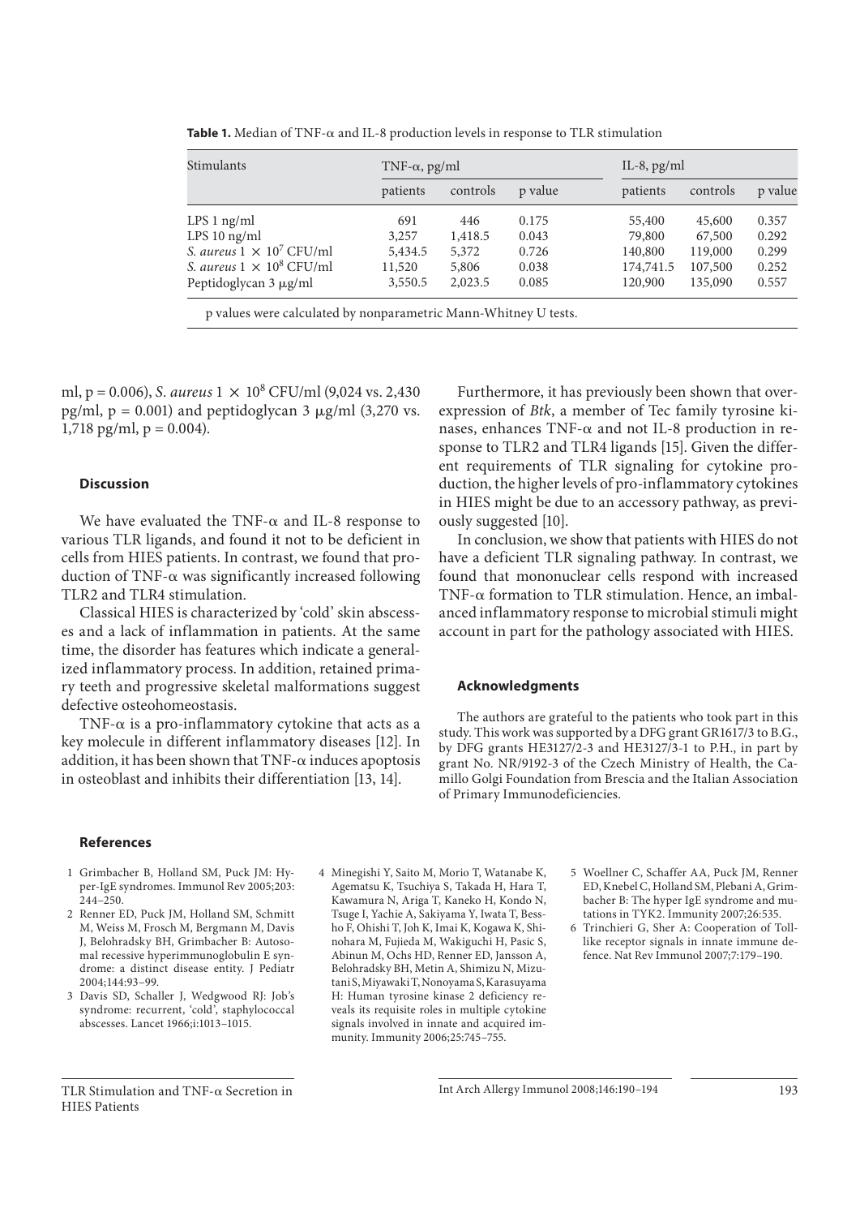**Table 1.** Median of TNF-α and IL-8 production levels in response to TLR stimulation

| Stimulants | TNF-α, pg/ml | | | IL-8, pg/ml | | |
|---|---|---|---|---|---|---|
| | patients | controls | p value | patients | controls | p value |
| LPS 1 ng/ml | 691 | 446 | 0.175 | 55,400 | 45,600 | 0.357 |
| LPS 10 ng/ml | 3,257 | 1,418.5 | 0.043 | 79,800 | 67,500 | 0.292 |
| *S. aureus* $1 \times 10^7$ CFU/ml | 5,434.5 | 5,372 | 0.726 | 140,800 | 119,000 | 0.299 |
| *S. aureus* $1 \times 10^8$ CFU/ml | 11,520 | 5,806 | 0.038 | 174,741.5 | 107,500 | 0.252 |
| Peptidoglycan 3 μg/ml | 3,550.5 | 2,023.5 | 0.085 | 120,900 | 135,090 | 0.557 |

p values were calculated by nonparametric Mann-Whitney U tests.

ml, p = 0.006), *S. aureus* $1 \times 10^8$ CFU/ml (9,024 vs. 2,430 pg/ml, p = 0.001) and peptidoglycan 3 μg/ml (3,270 vs. 1,718 pg/ml, p = 0.004).

## Discussion

We have evaluated the TNF-α and IL-8 response to various TLR ligands, and found it not to be deficient in cells from HIES patients. In contrast, we found that production of TNF-α was significantly increased following TLR2 and TLR4 stimulation.

Classical HIES is characterized by 'cold' skin abscesses and a lack of inflammation in patients. At the same time, the disorder has features which indicate a generalized inflammatory process. In addition, retained primary teeth and progressive skeletal malformations suggest defective osteohomeostasis.

TNF-α is a pro-inflammatory cytokine that acts as a key molecule in different inflammatory diseases [12]. In addition, it has been shown that TNF-α induces apoptosis in osteoblast and inhibits their differentiation [13, 14].

Furthermore, it has previously been shown that overexpression of *Btk*, a member of Tec family tyrosine kinases, enhances TNF-α and not IL-8 production in response to TLR2 and TLR4 ligands [15]. Given the different requirements of TLR signaling for cytokine production, the higher levels of pro-inflammatory cytokines in HIES might be due to an accessory pathway, as previously suggested [10].

In conclusion, we show that patients with HIES do not have a deficient TLR signaling pathway. In contrast, we found that mononuclear cells respond with increased TNF-α formation to TLR stimulation. Hence, an imbalanced inflammatory response to microbial stimuli might account in part for the pathology associated with HIES.

## Acknowledgments

The authors are grateful to the patients who took part in this study. This work was supported by a DFG grant GR1617/3 to B.G., by DFG grants HE3127/2-3 and HE3127/3-1 to P.H., in part by grant No. NR/9192-3 of the Czech Ministry of Health, the Camillo Golgi Foundation from Brescia and the Italian Association of Primary Immunodeficiencies.

## References

1 Grimbacher B, Holland SM, Puck JM: Hyper-IgE syndromes. Immunol Rev 2005;203:244–250.

2 Renner ED, Puck JM, Holland SM, Schmitt M, Weiss M, Frosch M, Bergmann M, Davis J, Belohradsky BH, Grimbacher B: Autosomal recessive hyperimmunoglobulin E syndrome: a distinct disease entity. J Pediatr 2004;144:93–99.

3 Davis SD, Schaller J, Wedgwood RJ: Job's syndrome: recurrent, 'cold', staphylococcal abscesses. Lancet 1966;i:1013–1015.

4 Minegishi Y, Saito M, Morio T, Watanabe K, Agematsu K, Tsuchiya S, Takada H, Hara T, Kawamura N, Ariga T, Kaneko H, Kondo N, Tsuge I, Yachie A, Sakiyama Y, Iwata T, Bessho F, Ohishi T, Joh K, Imai K, Kogawa K, Shinohara M, Fujieda M, Wakiguchi H, Pasic S, Abinun M, Ochs HD, Renner ED, Jansson A, Belohradsky BH, Metin A, Shimizu N, Mizutani S, Miyawaki T, Nonoyama S, Karasuyama H: Human tyrosine kinase 2 deficiency reveals its requisite roles in multiple cytokine signals involved in innate and acquired immunity. Immunity 2006;25:745–755.

5 Woellner C, Schaffer AA, Puck JM, Renner ED, Knebel C, Holland SM, Plebani A, Grimbacher B: The hyper IgE syndrome and mutations in TYK2. Immunity 2007;26:535.

6 Trinchieri G, Sher A: Cooperation of Toll-like receptor signals in innate immune defence. Nat Rev Immunol 2007;7:179–190.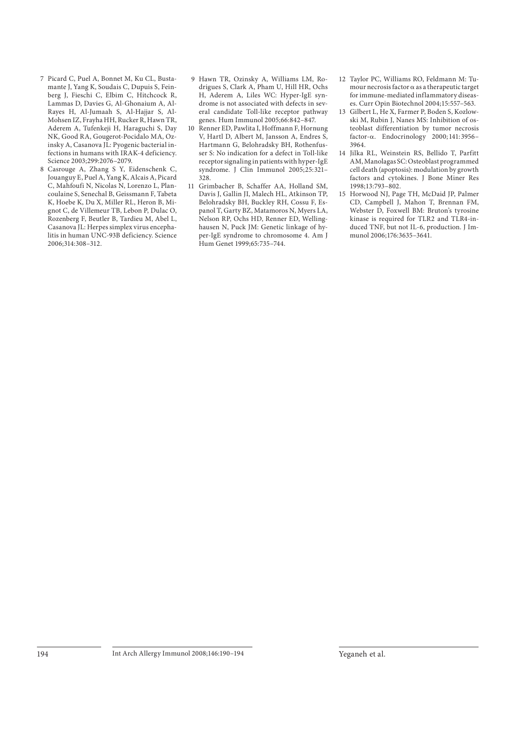7 Picard C, Puel A, Bonnet M, Ku CL, Bustamante J, Yang K, Soudais C, Dupuis S, Feinberg J, Fieschi C, Elbim C, Hitchcock R, Lammas D, Davies G, Al-Ghonaium A, Al-Rayes H, Al-Jumaah S, Al-Hajjar S, Al-Mohsen IZ, Frayha HH, Rucker R, Hawn TR, Aderem A, Tufenkeji H, Haraguchi S, Day NK, Good RA, Gougerot-Pocidalo MA, Ozinsky A, Casanova JL: Pyogenic bacterial infections in humans with IRAK-4 deficiency. Science 2003;299:2076–2079.

8 Casrouge A, Zhang S Y, Eidenschenk C, Jouanguy E, Puel A, Yang K, Alcais A, Picard C, Mahfoufi N, Nicolas N, Lorenzo L, Plancoulaine S, Senechal B, Geissmann F, Tabeta K, Hoebe K, Du X, Miller RL, Heron B, Mignot C, de Villemeur TB, Lebon P, Dulac O, Rozenberg F, Beutler B, Tardieu M, Abel L, Casanova JL: Herpes simplex virus encephalitis in human UNC-93B deficiency. Science 2006;314:308–312.

9 Hawn TR, Ozinsky A, Williams LM, Rodrigues S, Clark A, Pham U, Hill HR, Ochs H, Aderem A, Liles WC: Hyper-IgE syndrome is not associated with defects in several candidate Toll-like receptor pathway genes. Hum Immunol 2005;66:842–847.

10 Renner ED, Pawlita I, Hoffmann F, Hornung V, Hartl D, Albert M, Jansson A, Endres S, Hartmann G, Belohradsky BH, Rothenfusser S: No indication for a defect in Toll-like receptor signaling in patients with hyper-IgE syndrome. J Clin Immunol 2005;25:321–328.

11 Grimbacher B, Schaffer AA, Holland SM, Davis J, Gallin JI, Malech HL, Atkinson TP, Belohradsky BH, Buckley RH, Cossu F, Espanol T, Garty BZ, Matamoros N, Myers LA, Nelson RP, Ochs HD, Renner ED, Wellinghausen N, Puck JM: Genetic linkage of hyper-IgE syndrome to chromosome 4. Am J Hum Genet 1999;65:735–744.

12 Taylor PC, Williams RO, Feldmann M: Tumour necrosis factor α as a therapeutic target for immune-mediated inflammatory diseases. Curr Opin Biotechnol 2004;15:557–563.

13 Gilbert L, He X, Farmer P, Boden S, Kozlowski M, Rubin J, Nanes MS: Inhibition of osteoblast differentiation by tumor necrosis factor-α. Endocrinology 2000;141:3956–3964.

14 Jilka RL, Weinstein RS, Bellido T, Parfitt AM, Manolagas SC: Osteoblast programmed cell death (apoptosis): modulation by growth factors and cytokines. J Bone Miner Res 1998;13:793–802.

15 Horwood NJ, Page TH, McDaid JP, Palmer CD, Campbell J, Mahon T, Brennan FM, Webster D, Foxwell BM: Bruton's tyrosine kinase is required for TLR2 and TLR4-induced TNF, but not IL-6, production. J Immunol 2006;176:3635–3641.